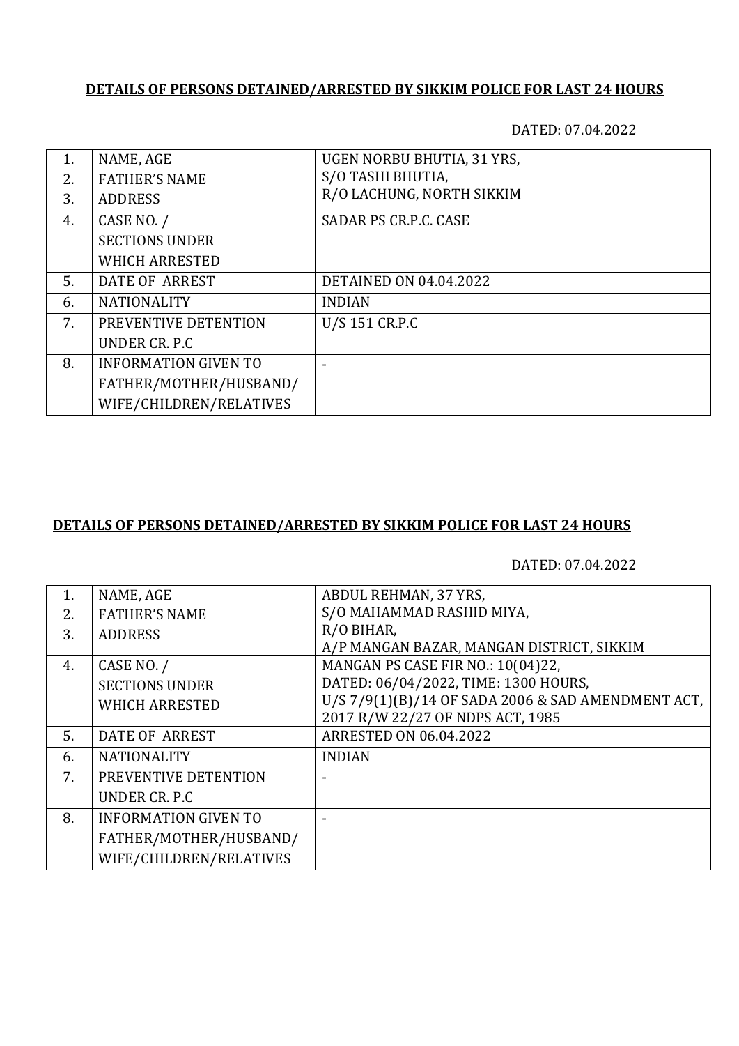**DETAILS OF PERSONS DETAINED/ARRESTED BY SIKKIM POLICE FOR LAST 24 HOURS**

DATED: 07.04.2022

| | | |
|---|---|---|
| 1.<br>2.<br>3. | NAME, AGE<br>FATHER'S NAME<br>ADDRESS | UGEN NORBU BHUTIA, 31 YRS,<br>S/O TASHI BHUTIA,<br>R/O LACHUNG, NORTH SIKKIM |
| 4. | CASE NO. /<br>SECTIONS UNDER<br>WHICH ARRESTED | SADAR PS CR.P.C. CASE |
| 5. | DATE OF ARREST | DETAINED ON 04.04.2022 |
| 6. | NATIONALITY | INDIAN |
| 7. | PREVENTIVE DETENTION<br>UNDER CR. P.C | U/S 151 CR.P.C |
| 8. | INFORMATION GIVEN TO<br>FATHER/MOTHER/HUSBAND/<br>WIFE/CHILDREN/RELATIVES | - |

**DETAILS OF PERSONS DETAINED/ARRESTED BY SIKKIM POLICE FOR LAST 24 HOURS**

DATED: 07.04.2022

| | | |
|---|---|---|
| 1.<br>2.<br>3. | NAME, AGE<br>FATHER'S NAME<br>ADDRESS | ABDUL REHMAN, 37 YRS,<br>S/O MAHAMMAD RASHID MIYA,<br>R/O BIHAR,<br>A/P MANGAN BAZAR, MANGAN DISTRICT, SIKKIM |
| 4. | CASE NO. /<br>SECTIONS UNDER<br>WHICH ARRESTED | MANGAN PS CASE FIR NO.: 10(04)22,<br>DATED: 06/04/2022, TIME: 1300 HOURS,<br>U/S 7/9(1)(B)/14 OF SADA 2006 & SAD AMENDMENT ACT, 2017 R/W 22/27 OF NDPS ACT, 1985 |
| 5. | DATE OF ARREST | ARRESTED ON 06.04.2022 |
| 6. | NATIONALITY | INDIAN |
| 7. | PREVENTIVE DETENTION<br>UNDER CR. P.C | - |
| 8. | INFORMATION GIVEN TO<br>FATHER/MOTHER/HUSBAND/<br>WIFE/CHILDREN/RELATIVES | - |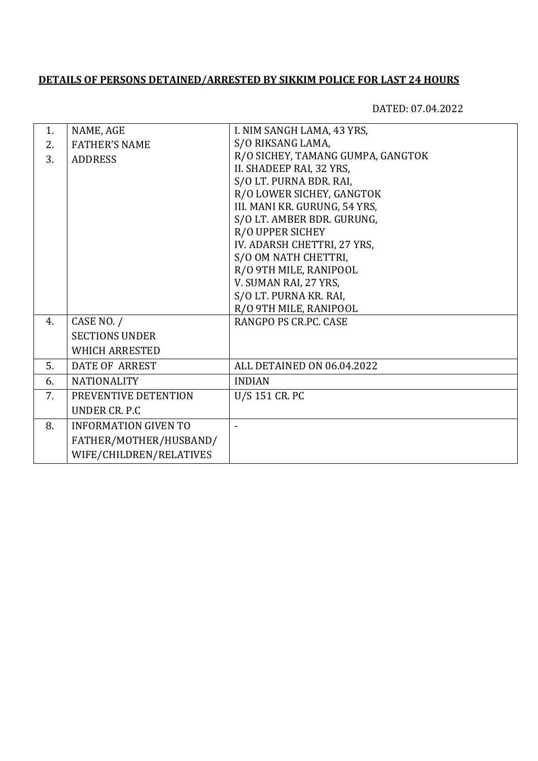**DETAILS OF PERSONS DETAINED/ARRESTED BY SIKKIM POLICE FOR LAST 24 HOURS**

DATED: 07.04.2022

| | | |
|---|---|---|
| 1.<br>2.<br>3. | NAME, AGE<br>FATHER'S NAME<br>ADDRESS | I. NIM SANGH LAMA, 43 YRS,<br>S/O RIKSANG LAMA,<br>R/O SICHEY, TAMANG GUMPA, GANGTOK<br>II. SHADEEP RAI, 32 YRS,<br>S/O LT. PURNA BDR. RAI,<br>R/O LOWER SICHEY, GANGTOK<br>III. MANI KR. GURUNG, 54 YRS,<br>S/O LT. AMBER BDR. GURUNG,<br>R/O UPPER SICHEY<br>IV. ADARSH CHETTRI, 27 YRS,<br>S/O OM NATH CHETTRI,<br>R/O 9TH MILE, RANIPOOL<br>V. SUMAN RAI, 27 YRS,<br>S/O LT. PURNA KR. RAI,<br>R/O 9TH MILE, RANIPOOL |
| 4. | CASE NO. /<br>SECTIONS UNDER<br>WHICH ARRESTED | RANGPO PS CR.PC. CASE |
| 5. | DATE OF ARREST | ALL DETAINED ON 06.04.2022 |
| 6. | NATIONALITY | INDIAN |
| 7. | PREVENTIVE DETENTION<br>UNDER CR. P.C | U/S 151 CR. PC |
| 8. | INFORMATION GIVEN TO<br>FATHER/MOTHER/HUSBAND/<br>WIFE/CHILDREN/RELATIVES | - |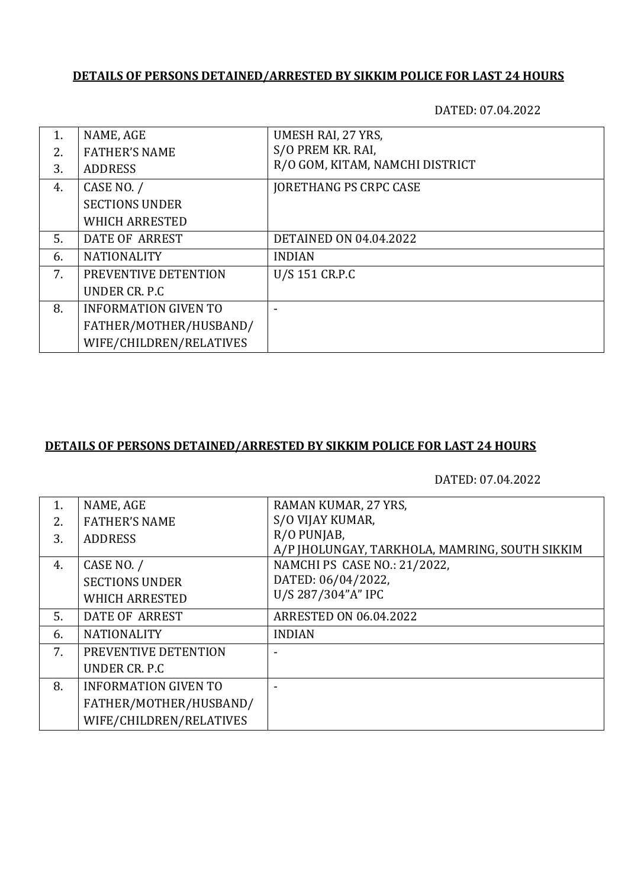**DETAILS OF PERSONS DETAINED/ARRESTED BY SIKKIM POLICE FOR LAST 24 HOURS**

DATED: 07.04.2022

| | | |
|---|---|---|
| 1.<br>2.<br>3. | NAME, AGE<br>FATHER'S NAME<br>ADDRESS | UMESH RAI, 27 YRS,<br>S/O PREM KR. RAI,<br>R/O GOM, KITAM, NAMCHI DISTRICT |
| 4. | CASE NO. /<br>SECTIONS UNDER<br>WHICH ARRESTED | JORETHANG PS CRPC CASE |
| 5. | DATE OF ARREST | DETAINED ON 04.04.2022 |
| 6. | NATIONALITY | INDIAN |
| 7. | PREVENTIVE DETENTION<br>UNDER CR. P.C | U/S 151 CR.P.C |
| 8. | INFORMATION GIVEN TO<br>FATHER/MOTHER/HUSBAND/<br>WIFE/CHILDREN/RELATIVES | - |

**DETAILS OF PERSONS DETAINED/ARRESTED BY SIKKIM POLICE FOR LAST 24 HOURS**

DATED: 07.04.2022

| | | |
|---|---|---|
| 1.<br>2.<br>3. | NAME, AGE<br>FATHER'S NAME<br>ADDRESS | RAMAN KUMAR, 27 YRS,<br>S/O VIJAY KUMAR,<br>R/O PUNJAB,<br>A/P JHOLUNGAY, TARKHOLA, MAMRING, SOUTH SIKKIM |
| 4. | CASE NO. /<br>SECTIONS UNDER<br>WHICH ARRESTED | NAMCHI PS CASE NO.: 21/2022,<br>DATED: 06/04/2022,<br>U/S 287/304"A" IPC |
| 5. | DATE OF ARREST | ARRESTED ON 06.04.2022 |
| 6. | NATIONALITY | INDIAN |
| 7. | PREVENTIVE DETENTION<br>UNDER CR. P.C | - |
| 8. | INFORMATION GIVEN TO<br>FATHER/MOTHER/HUSBAND/<br>WIFE/CHILDREN/RELATIVES | - |